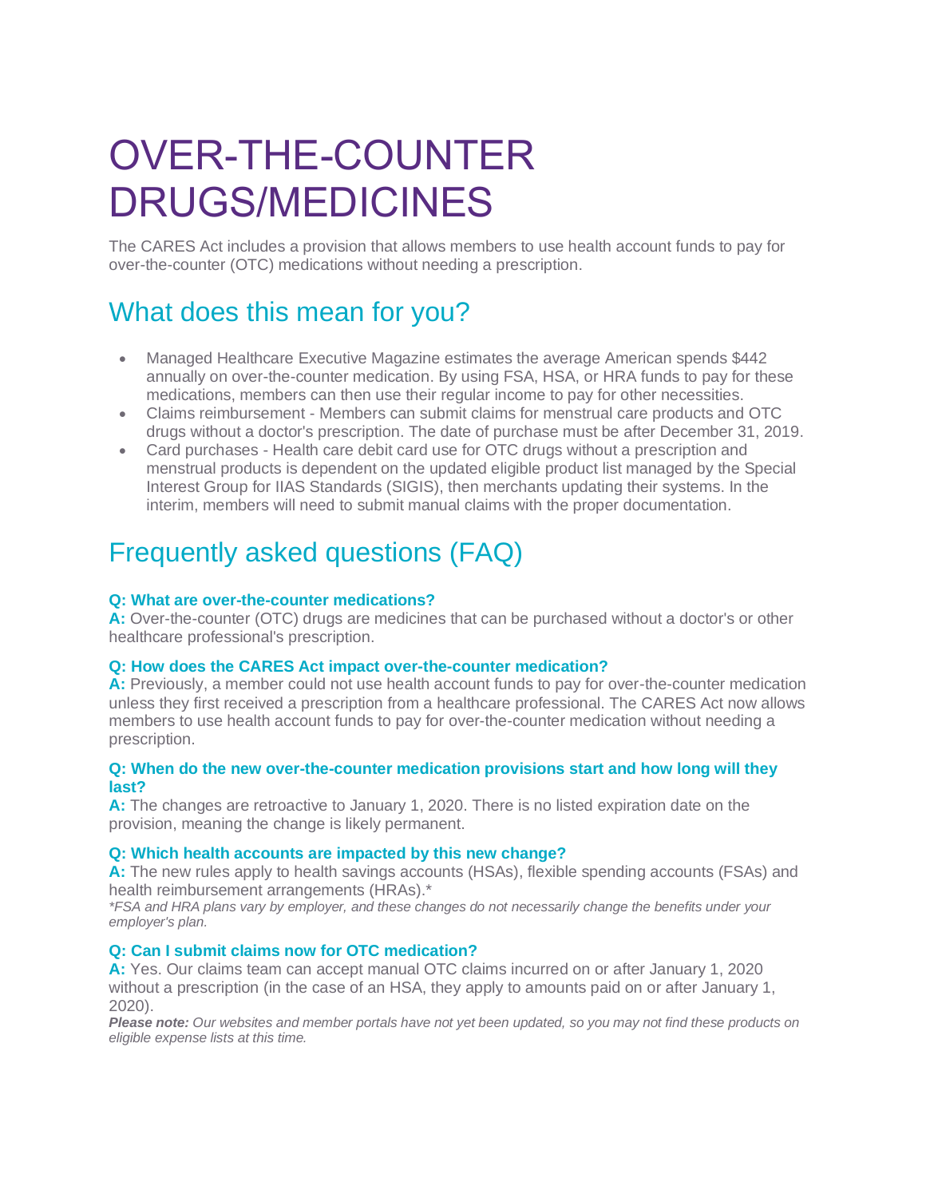# OVER-THE-COUNTER DRUGS/MEDICINES

The CARES Act includes a provision that allows members to use health account funds to pay for over-the-counter (OTC) medications without needing a prescription.

## What does this mean for you?

- Managed Healthcare Executive Magazine estimates the average American spends $442 annually on over-the-counter medication. By using FSA, HSA, or HRA funds to pay for these medications, members can then use their regular income to pay for other necessities.
- Claims reimbursement - Members can submit claims for menstrual care products and OTC drugs without a doctor's prescription. The date of purchase must be after December 31, 2019.
- Card purchases - Health care debit card use for OTC drugs without a prescription and menstrual products is dependent on the updated eligible product list managed by the Special Interest Group for IIAS Standards (SIGIS), then merchants updating their systems. In the interim, members will need to submit manual claims with the proper documentation.

## Frequently asked questions (FAQ)

**Q: What are over-the-counter medications?**
**A:** Over-the-counter (OTC) drugs are medicines that can be purchased without a doctor's or other healthcare professional's prescription.

**Q: How does the CARES Act impact over-the-counter medication?**
**A:** Previously, a member could not use health account funds to pay for over-the-counter medication unless they first received a prescription from a healthcare professional. The CARES Act now allows members to use health account funds to pay for over-the-counter medication without needing a prescription.

**Q: When do the new over-the-counter medication provisions start and how long will they last?**
**A:** The changes are retroactive to January 1, 2020. There is no listed expiration date on the provision, meaning the change is likely permanent.

**Q: Which health accounts are impacted by this new change?**
**A:** The new rules apply to health savings accounts (HSAs), flexible spending accounts (FSAs) and health reimbursement arrangements (HRAs).*
*\*FSA and HRA plans vary by employer, and these changes do not necessarily change the benefits under your employer's plan.*

**Q: Can I submit claims now for OTC medication?**
**A:** Yes. Our claims team can accept manual OTC claims incurred on or after January 1, 2020 without a prescription (in the case of an HSA, they apply to amounts paid on or after January 1, 2020).
***Please note:*** *Our websites and member portals have not yet been updated, so you may not find these products on eligible expense lists at this time.*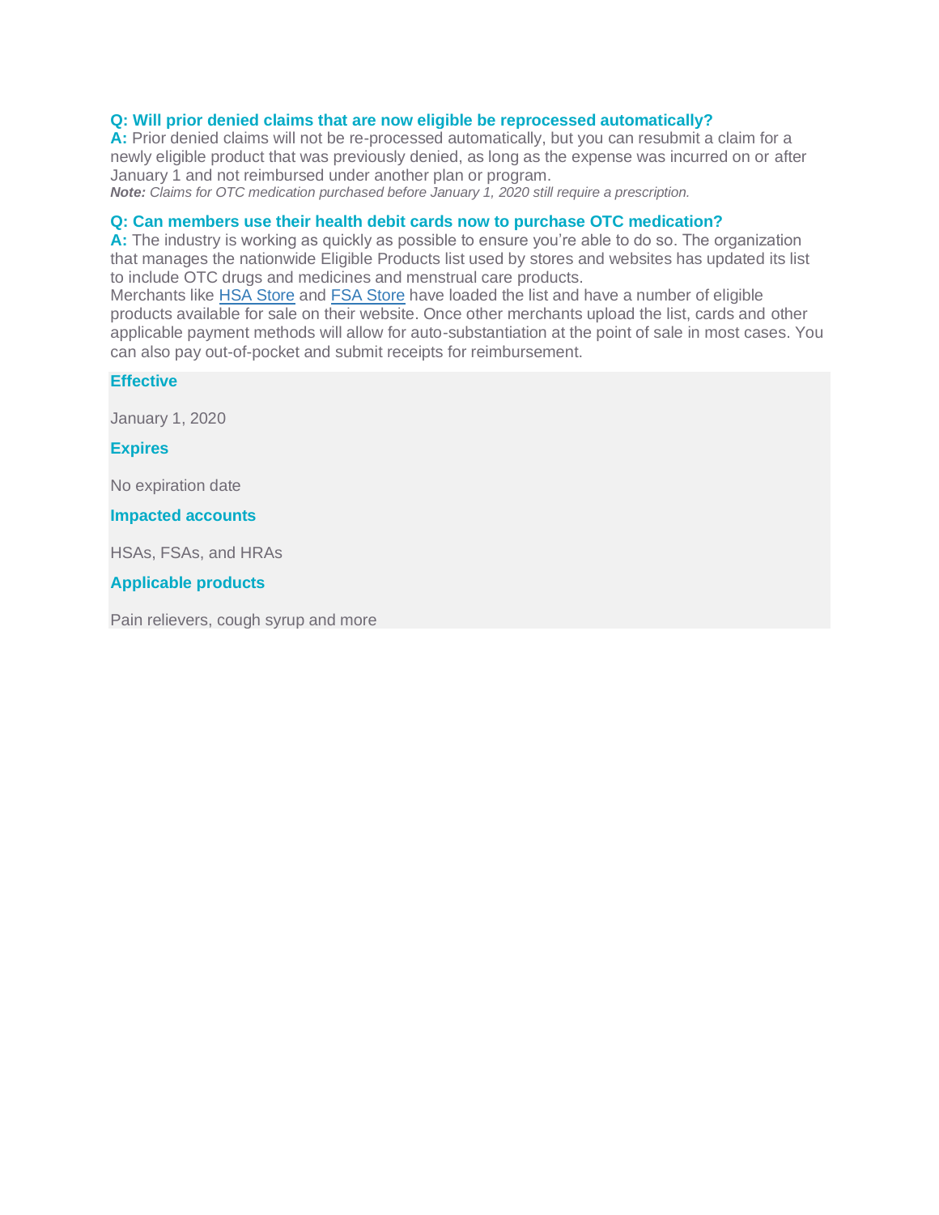**Q: Will prior denied claims that are now eligible be reprocessed automatically?**
**A:** Prior denied claims will not be re-processed automatically, but you can resubmit a claim for a newly eligible product that was previously denied, as long as the expense was incurred on or after January 1 and not reimbursed under another plan or program.
***Note:*** *Claims for OTC medication purchased before January 1, 2020 still require a prescription.*

**Q: Can members use their health debit cards now to purchase OTC medication?**
**A:** The industry is working as quickly as possible to ensure you're able to do so. The organization that manages the nationwide Eligible Products list used by stores and websites has updated its list to include OTC drugs and medicines and menstrual care products.
Merchants like HSA Store and FSA Store have loaded the list and have a number of eligible products available for sale on their website. Once other merchants upload the list, cards and other applicable payment methods will allow for auto-substantiation at the point of sale in most cases. You can also pay out-of-pocket and submit receipts for reimbursement.

**Effective**

January 1, 2020

**Expires**

No expiration date

**Impacted accounts**

HSAs, FSAs, and HRAs

**Applicable products**

Pain relievers, cough syrup and more